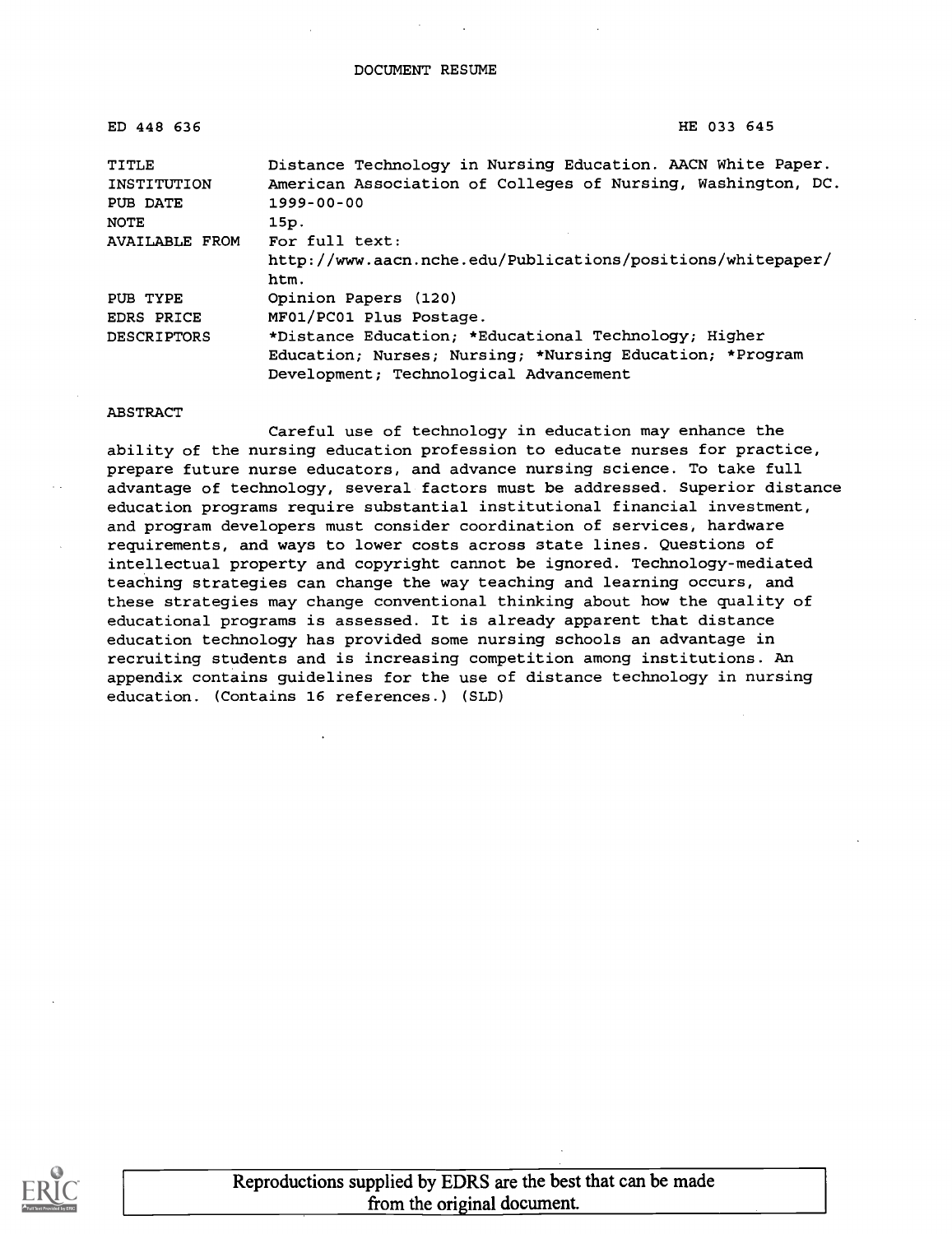DOCUMENT RESUME

ED 448 636 HE 033 645

| | |
|---|---|
| TITLE | Distance Technology in Nursing Education. AACN White Paper. |
| INSTITUTION | American Association of Colleges of Nursing, Washington, DC. |
| PUB DATE | 1999-00-00 |
| NOTE | 15p. |
| AVAILABLE FROM | For full text: http://www.aacn.nche.edu/Publications/positions/whitepaper/htm. |
| PUB TYPE | Opinion Papers (120) |
| EDRS PRICE | MF01/PC01 Plus Postage. |
| DESCRIPTORS | *Distance Education; *Educational Technology; Higher Education; Nurses; Nursing; *Nursing Education; *Program Development; Technological Advancement |

ABSTRACT

Careful use of technology in education may enhance the ability of the nursing education profession to educate nurses for practice, prepare future nurse educators, and advance nursing science. To take full advantage of technology, several factors must be addressed. Superior distance education programs require substantial institutional financial investment, and program developers must consider coordination of services, hardware requirements, and ways to lower costs across state lines. Questions of intellectual property and copyright cannot be ignored. Technology-mediated teaching strategies can change the way teaching and learning occurs, and these strategies may change conventional thinking about how the quality of educational programs is assessed. It is already apparent that distance education technology has provided some nursing schools an advantage in recruiting students and is increasing competition among institutions. An appendix contains guidelines for the use of distance technology in nursing education. (Contains 16 references.) (SLD)

Reproductions supplied by EDRS are the best that can be made from the original document.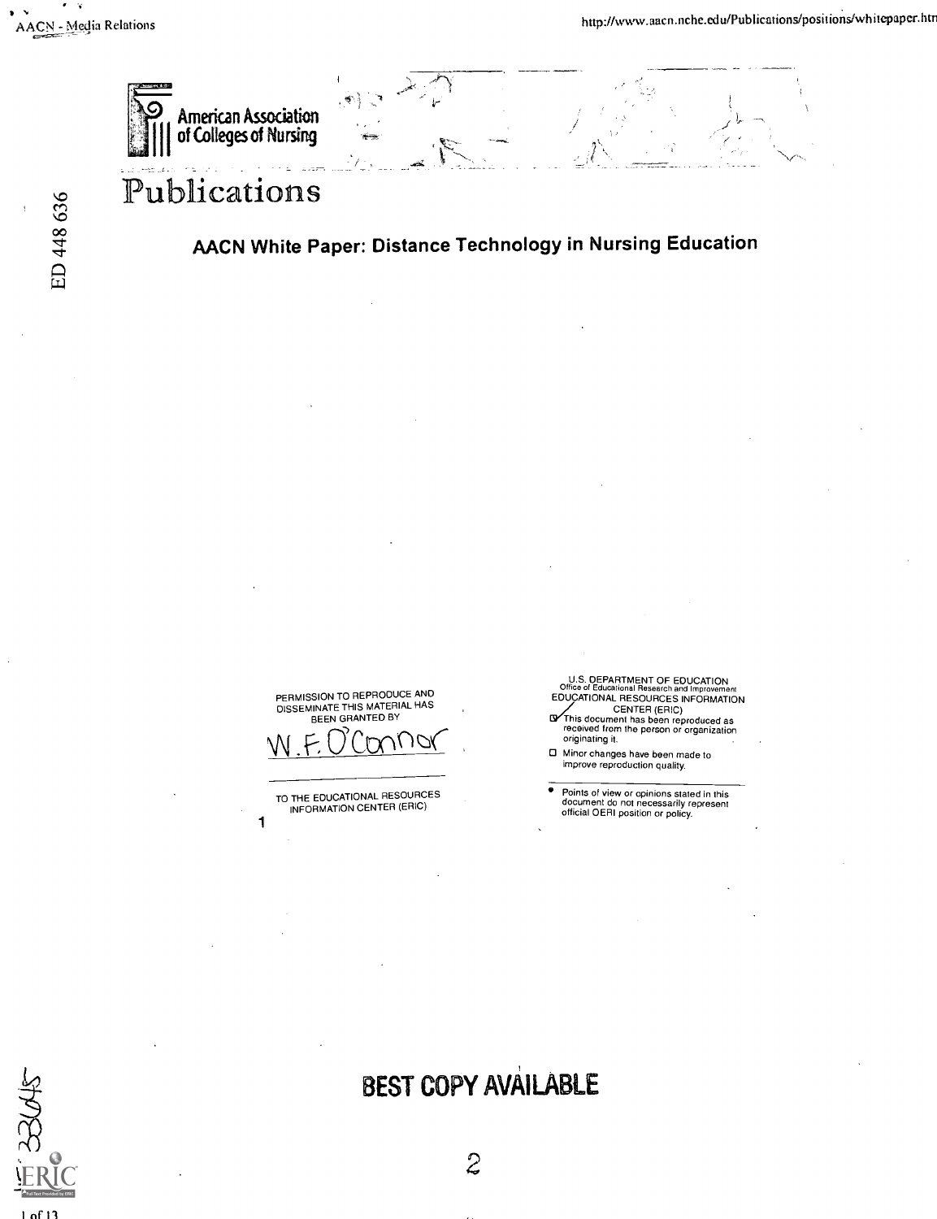American Association of Colleges of Nursing

# Publications

## AACN White Paper: Distance Technology in Nursing Education

PERMISSION TO REPRODUCE AND DISSEMINATE THIS MATERIAL HAS BEEN GRANTED BY

W. F. O'Connor

TO THE EDUCATIONAL RESOURCES INFORMATION CENTER (ERIC)

U.S. DEPARTMENT OF EDUCATION
Office of Educational Research and Improvement
EDUCATIONAL RESOURCES INFORMATION CENTER (ERIC)

- [x] This document has been reproduced as received from the person or organization originating it.
- [ ] Minor changes have been made to improve reproduction quality.

- Points of view or opinions stated in this document do not necessarily represent official OERI position or policy.

BEST COPY AVAILABLE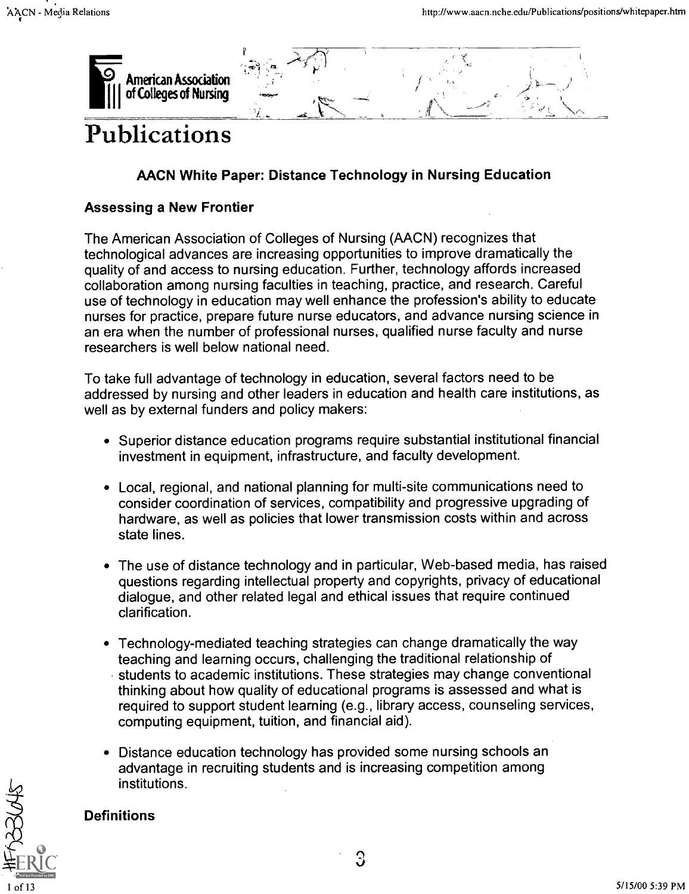# Publications

## AACN White Paper: Distance Technology in Nursing Education

### Assessing a New Frontier

The American Association of Colleges of Nursing (AACN) recognizes that technological advances are increasing opportunities to improve dramatically the quality of and access to nursing education. Further, technology affords increased collaboration among nursing faculties in teaching, practice, and research. Careful use of technology in education may well enhance the profession's ability to educate nurses for practice, prepare future nurse educators, and advance nursing science in an era when the number of professional nurses, qualified nurse faculty and nurse researchers is well below national need.

To take full advantage of technology in education, several factors need to be addressed by nursing and other leaders in education and health care institutions, as well as by external funders and policy makers:

- Superior distance education programs require substantial institutional financial investment in equipment, infrastructure, and faculty development.
- Local, regional, and national planning for multi-site communications need to consider coordination of services, compatibility and progressive upgrading of hardware, as well as policies that lower transmission costs within and across state lines.
- The use of distance technology and in particular, Web-based media, has raised questions regarding intellectual property and copyrights, privacy of educational dialogue, and other related legal and ethical issues that require continued clarification.
- Technology-mediated teaching strategies can change dramatically the way teaching and learning occurs, challenging the traditional relationship of students to academic institutions. These strategies may change conventional thinking about how quality of educational programs is assessed and what is required to support student learning (e.g., library access, counseling services, computing equipment, tuition, and financial aid).
- Distance education technology has provided some nursing schools an advantage in recruiting students and is increasing competition among institutions.

### Definitions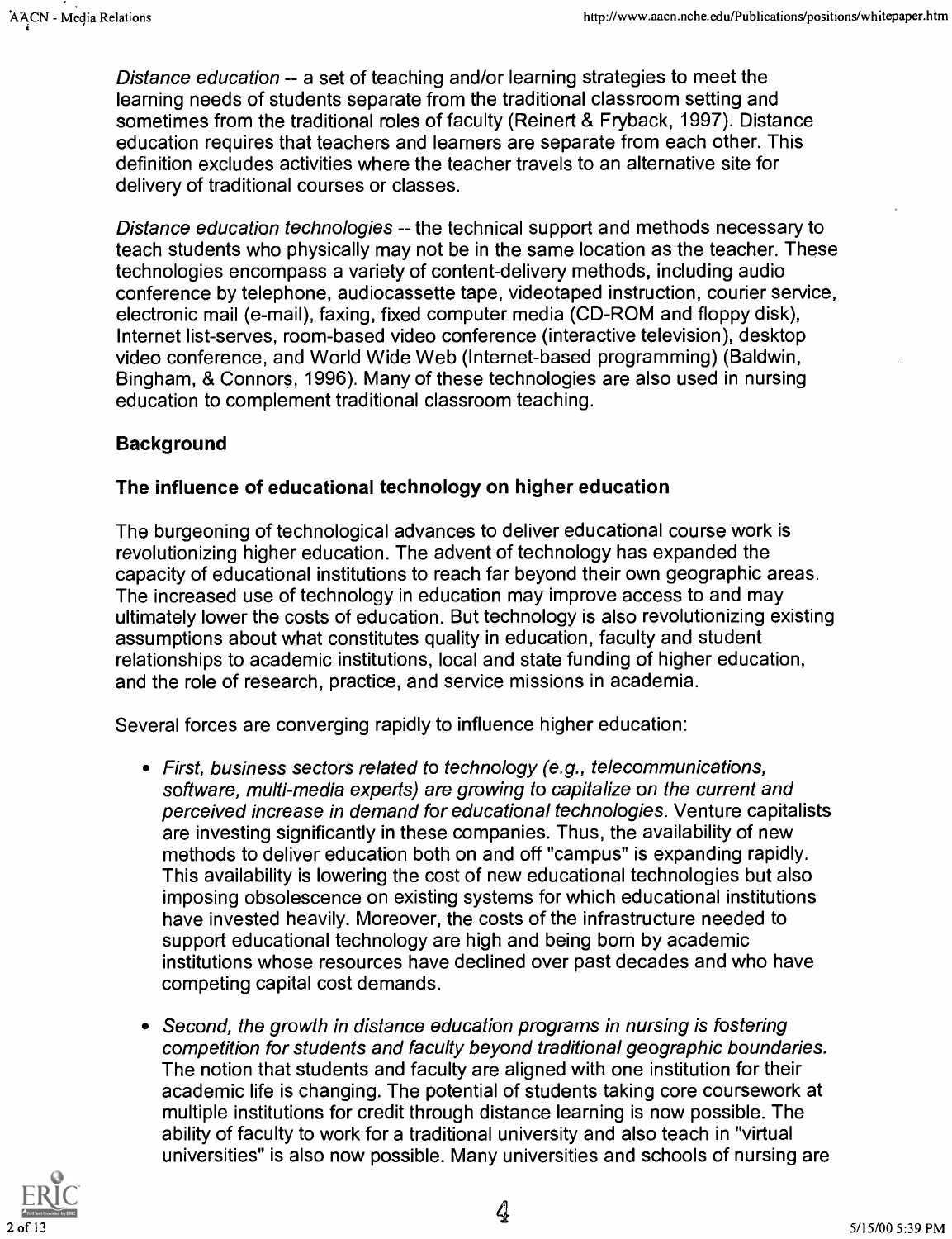*Distance education* -- a set of teaching and/or learning strategies to meet the learning needs of students separate from the traditional classroom setting and sometimes from the traditional roles of faculty (Reinert & Fryback, 1997). Distance education requires that teachers and learners are separate from each other. This definition excludes activities where the teacher travels to an alternative site for delivery of traditional courses or classes.

*Distance education technologies* -- the technical support and methods necessary to teach students who physically may not be in the same location as the teacher. These technologies encompass a variety of content-delivery methods, including audio conference by telephone, audiocassette tape, videotaped instruction, courier service, electronic mail (e-mail), faxing, fixed computer media (CD-ROM and floppy disk), Internet list-serves, room-based video conference (interactive television), desktop video conference, and World Wide Web (Internet-based programming) (Baldwin, Bingham, & Connors, 1996). Many of these technologies are also used in nursing education to complement traditional classroom teaching.

## Background

### The influence of educational technology on higher education

The burgeoning of technological advances to deliver educational course work is revolutionizing higher education. The advent of technology has expanded the capacity of educational institutions to reach far beyond their own geographic areas. The increased use of technology in education may improve access to and may ultimately lower the costs of education. But technology is also revolutionizing existing assumptions about what constitutes quality in education, faculty and student relationships to academic institutions, local and state funding of higher education, and the role of research, practice, and service missions in academia.

Several forces are converging rapidly to influence higher education:

- *First, business sectors related to technology (e.g., telecommunications, software, multi-media experts) are growing to capitalize on the current and perceived increase in demand for educational technologies.* Venture capitalists are investing significantly in these companies. Thus, the availability of new methods to deliver education both on and off "campus" is expanding rapidly. This availability is lowering the cost of new educational technologies but also imposing obsolescence on existing systems for which educational institutions have invested heavily. Moreover, the costs of the infrastructure needed to support educational technology are high and being born by academic institutions whose resources have declined over past decades and who have competing capital cost demands.

- *Second, the growth in distance education programs in nursing is fostering competition for students and faculty beyond traditional geographic boundaries.* The notion that students and faculty are aligned with one institution for their academic life is changing. The potential of students taking core coursework at multiple institutions for credit through distance learning is now possible. The ability of faculty to work for a traditional university and also teach in "virtual universities" is also now possible. Many universities and schools of nursing are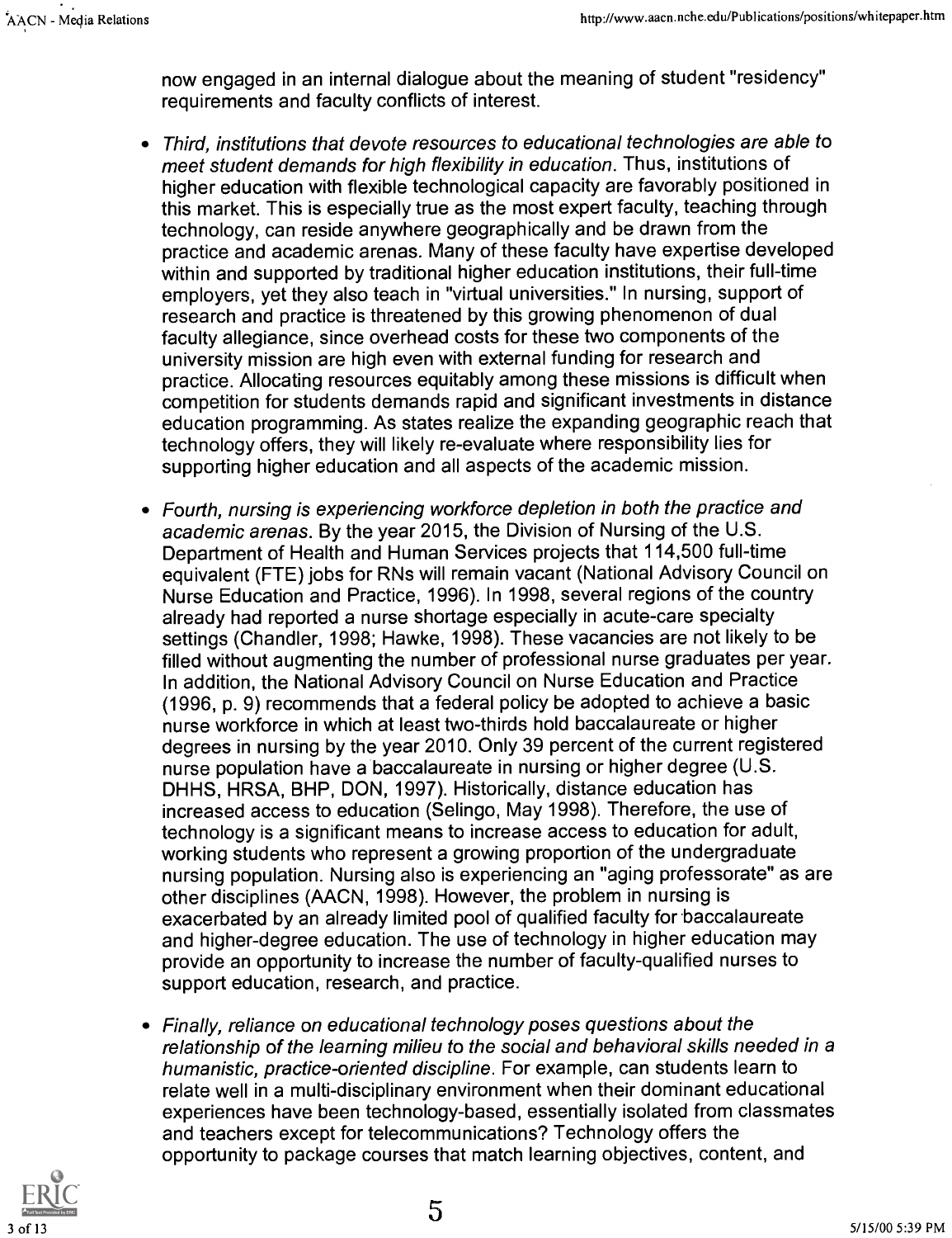now engaged in an internal dialogue about the meaning of student "residency" requirements and faculty conflicts of interest.

- *Third, institutions that devote resources to educational technologies are able to meet student demands for high flexibility in education.* Thus, institutions of higher education with flexible technological capacity are favorably positioned in this market. This is especially true as the most expert faculty, teaching through technology, can reside anywhere geographically and be drawn from the practice and academic arenas. Many of these faculty have expertise developed within and supported by traditional higher education institutions, their full-time employers, yet they also teach in "virtual universities." In nursing, support of research and practice is threatened by this growing phenomenon of dual faculty allegiance, since overhead costs for these two components of the university mission are high even with external funding for research and practice. Allocating resources equitably among these missions is difficult when competition for students demands rapid and significant investments in distance education programming. As states realize the expanding geographic reach that technology offers, they will likely re-evaluate where responsibility lies for supporting higher education and all aspects of the academic mission.

- *Fourth, nursing is experiencing workforce depletion in both the practice and academic arenas.* By the year 2015, the Division of Nursing of the U.S. Department of Health and Human Services projects that 114,500 full-time equivalent (FTE) jobs for RNs will remain vacant (National Advisory Council on Nurse Education and Practice, 1996). In 1998, several regions of the country already had reported a nurse shortage especially in acute-care specialty settings (Chandler, 1998; Hawke, 1998). These vacancies are not likely to be filled without augmenting the number of professional nurse graduates per year. In addition, the National Advisory Council on Nurse Education and Practice (1996, p. 9) recommends that a federal policy be adopted to achieve a basic nurse workforce in which at least two-thirds hold baccalaureate or higher degrees in nursing by the year 2010. Only 39 percent of the current registered nurse population have a baccalaureate in nursing or higher degree (U.S. DHHS, HRSA, BHP, DON, 1997). Historically, distance education has increased access to education (Selingo, May 1998). Therefore, the use of technology is a significant means to increase access to education for adult, working students who represent a growing proportion of the undergraduate nursing population. Nursing also is experiencing an "aging professorate" as are other disciplines (AACN, 1998). However, the problem in nursing is exacerbated by an already limited pool of qualified faculty for baccalaureate and higher-degree education. The use of technology in higher education may provide an opportunity to increase the number of faculty-qualified nurses to support education, research, and practice.

- *Finally, reliance on educational technology poses questions about the relationship of the learning milieu to the social and behavioral skills needed in a humanistic, practice-oriented discipline.* For example, can students learn to relate well in a multi-disciplinary environment when their dominant educational experiences have been technology-based, essentially isolated from classmates and teachers except for telecommunications? Technology offers the opportunity to package courses that match learning objectives, content, and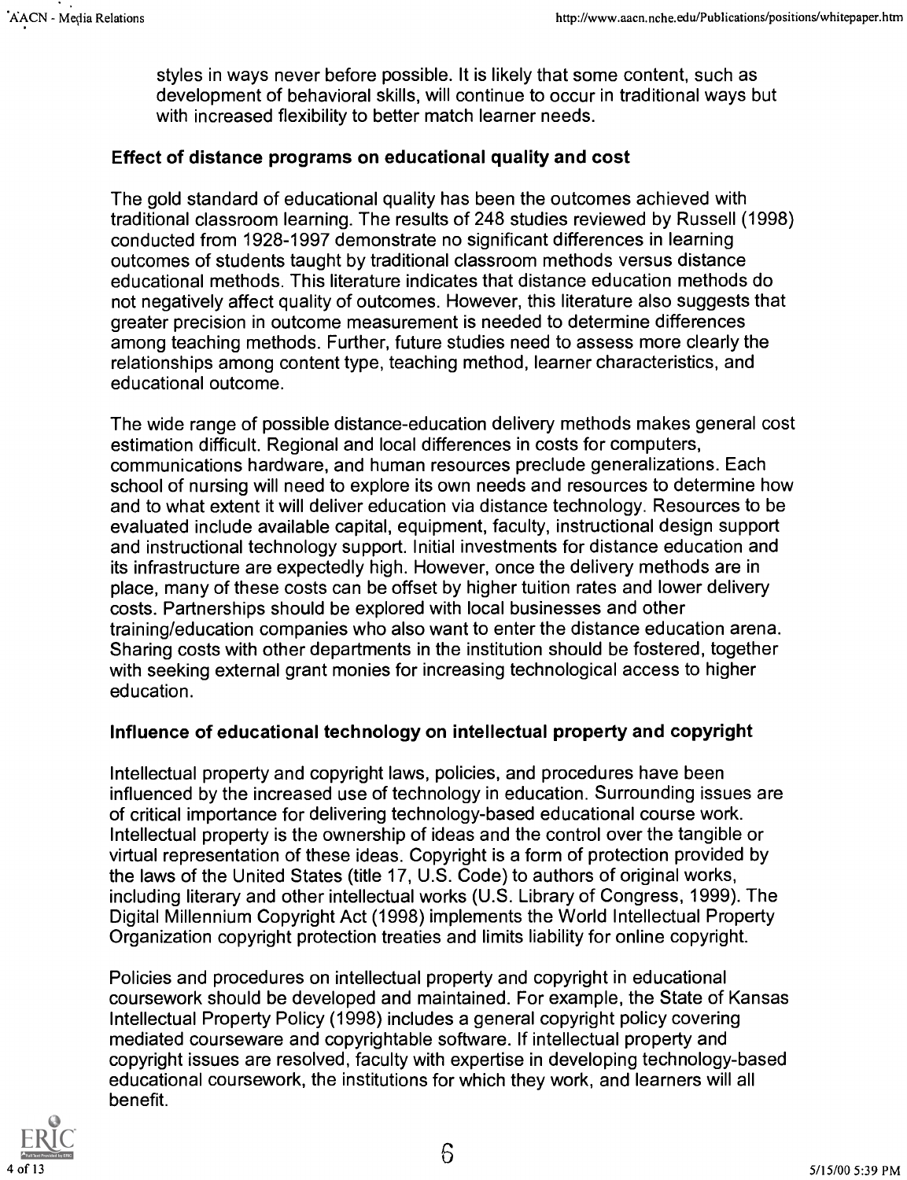styles in ways never before possible. It is likely that some content, such as development of behavioral skills, will continue to occur in traditional ways but with increased flexibility to better match learner needs.

### Effect of distance programs on educational quality and cost

The gold standard of educational quality has been the outcomes achieved with traditional classroom learning. The results of 248 studies reviewed by Russell (1998) conducted from 1928-1997 demonstrate no significant differences in learning outcomes of students taught by traditional classroom methods versus distance educational methods. This literature indicates that distance education methods do not negatively affect quality of outcomes. However, this literature also suggests that greater precision in outcome measurement is needed to determine differences among teaching methods. Further, future studies need to assess more clearly the relationships among content type, teaching method, learner characteristics, and educational outcome.

The wide range of possible distance-education delivery methods makes general cost estimation difficult. Regional and local differences in costs for computers, communications hardware, and human resources preclude generalizations. Each school of nursing will need to explore its own needs and resources to determine how and to what extent it will deliver education via distance technology. Resources to be evaluated include available capital, equipment, faculty, instructional design support and instructional technology support. Initial investments for distance education and its infrastructure are expectedly high. However, once the delivery methods are in place, many of these costs can be offset by higher tuition rates and lower delivery costs. Partnerships should be explored with local businesses and other training/education companies who also want to enter the distance education arena. Sharing costs with other departments in the institution should be fostered, together with seeking external grant monies for increasing technological access to higher education.

### Influence of educational technology on intellectual property and copyright

Intellectual property and copyright laws, policies, and procedures have been influenced by the increased use of technology in education. Surrounding issues are of critical importance for delivering technology-based educational course work. Intellectual property is the ownership of ideas and the control over the tangible or virtual representation of these ideas. Copyright is a form of protection provided by the laws of the United States (title 17, U.S. Code) to authors of original works, including literary and other intellectual works (U.S. Library of Congress, 1999). The Digital Millennium Copyright Act (1998) implements the World Intellectual Property Organization copyright protection treaties and limits liability for online copyright.

Policies and procedures on intellectual property and copyright in educational coursework should be developed and maintained. For example, the State of Kansas Intellectual Property Policy (1998) includes a general copyright policy covering mediated courseware and copyrightable software. If intellectual property and copyright issues are resolved, faculty with expertise in developing technology-based educational coursework, the institutions for which they work, and learners will all benefit.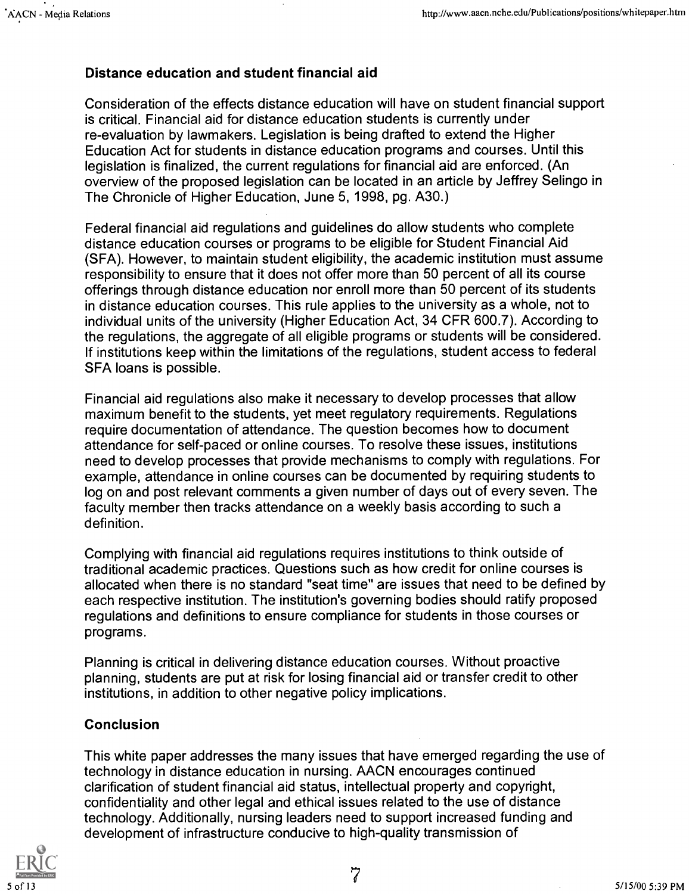### Distance education and student financial aid

Consideration of the effects distance education will have on student financial support is critical. Financial aid for distance education students is currently under re-evaluation by lawmakers. Legislation is being drafted to extend the Higher Education Act for students in distance education programs and courses. Until this legislation is finalized, the current regulations for financial aid are enforced. (An overview of the proposed legislation can be located in an article by Jeffrey Selingo in The Chronicle of Higher Education, June 5, 1998, pg. A30.)

Federal financial aid regulations and guidelines do allow students who complete distance education courses or programs to be eligible for Student Financial Aid (SFA). However, to maintain student eligibility, the academic institution must assume responsibility to ensure that it does not offer more than 50 percent of all its course offerings through distance education nor enroll more than 50 percent of its students in distance education courses. This rule applies to the university as a whole, not to individual units of the university (Higher Education Act, 34 CFR 600.7). According to the regulations, the aggregate of all eligible programs or students will be considered. If institutions keep within the limitations of the regulations, student access to federal SFA loans is possible.

Financial aid regulations also make it necessary to develop processes that allow maximum benefit to the students, yet meet regulatory requirements. Regulations require documentation of attendance. The question becomes how to document attendance for self-paced or online courses. To resolve these issues, institutions need to develop processes that provide mechanisms to comply with regulations. For example, attendance in online courses can be documented by requiring students to log on and post relevant comments a given number of days out of every seven. The faculty member then tracks attendance on a weekly basis according to such a definition.

Complying with financial aid regulations requires institutions to think outside of traditional academic practices. Questions such as how credit for online courses is allocated when there is no standard "seat time" are issues that need to be defined by each respective institution. The institution's governing bodies should ratify proposed regulations and definitions to ensure compliance for students in those courses or programs.

Planning is critical in delivering distance education courses. Without proactive planning, students are put at risk for losing financial aid or transfer credit to other institutions, in addition to other negative policy implications.

### Conclusion

This white paper addresses the many issues that have emerged regarding the use of technology in distance education in nursing. AACN encourages continued clarification of student financial aid status, intellectual property and copyright, confidentiality and other legal and ethical issues related to the use of distance technology. Additionally, nursing leaders need to support increased funding and development of infrastructure conducive to high-quality transmission of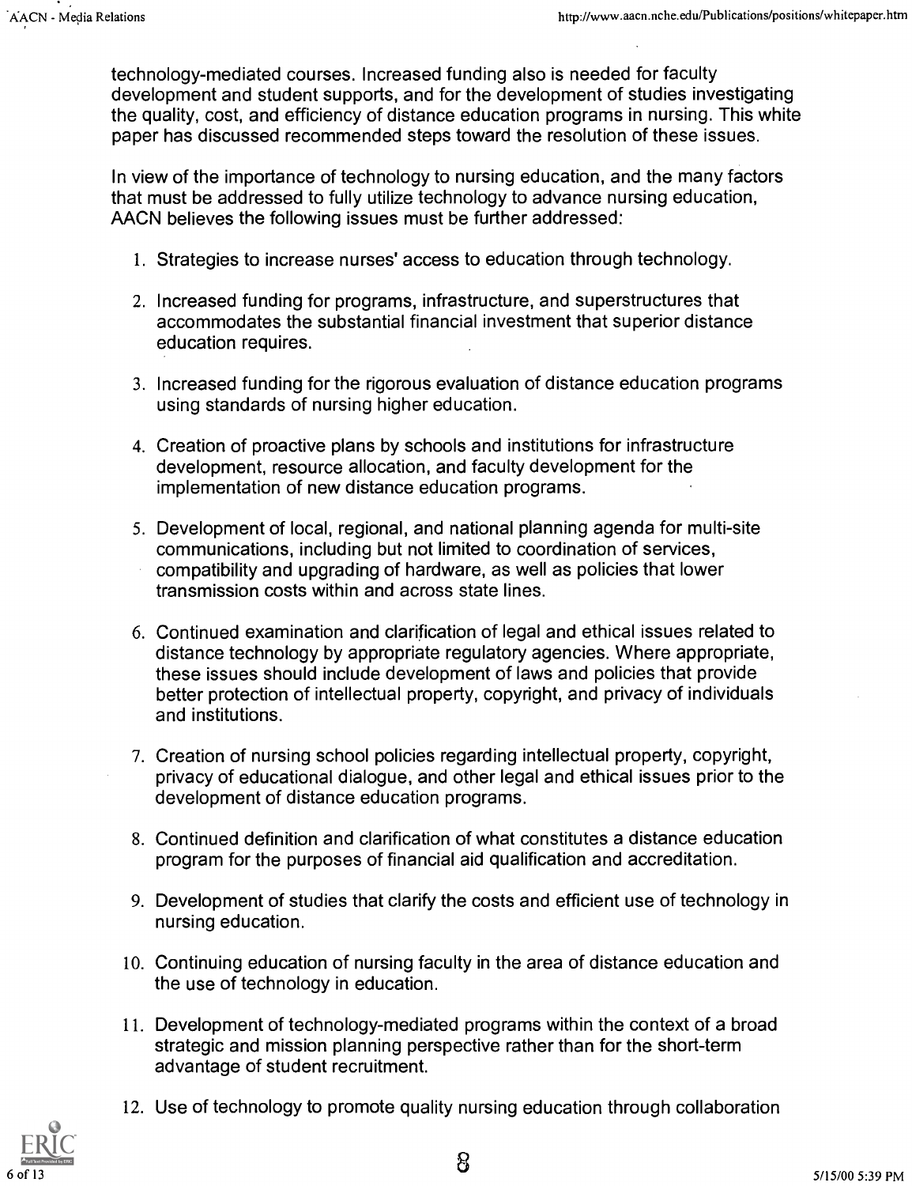technology-mediated courses. Increased funding also is needed for faculty development and student supports, and for the development of studies investigating the quality, cost, and efficiency of distance education programs in nursing. This white paper has discussed recommended steps toward the resolution of these issues.

In view of the importance of technology to nursing education, and the many factors that must be addressed to fully utilize technology to advance nursing education, AACN believes the following issues must be further addressed:

1. Strategies to increase nurses' access to education through technology.
2. Increased funding for programs, infrastructure, and superstructures that accommodates the substantial financial investment that superior distance education requires.
3. Increased funding for the rigorous evaluation of distance education programs using standards of nursing higher education.
4. Creation of proactive plans by schools and institutions for infrastructure development, resource allocation, and faculty development for the implementation of new distance education programs.
5. Development of local, regional, and national planning agenda for multi-site communications, including but not limited to coordination of services, compatibility and upgrading of hardware, as well as policies that lower transmission costs within and across state lines.
6. Continued examination and clarification of legal and ethical issues related to distance technology by appropriate regulatory agencies. Where appropriate, these issues should include development of laws and policies that provide better protection of intellectual property, copyright, and privacy of individuals and institutions.
7. Creation of nursing school policies regarding intellectual property, copyright, privacy of educational dialogue, and other legal and ethical issues prior to the development of distance education programs.
8. Continued definition and clarification of what constitutes a distance education program for the purposes of financial aid qualification and accreditation.
9. Development of studies that clarify the costs and efficient use of technology in nursing education.
10. Continuing education of nursing faculty in the area of distance education and the use of technology in education.
11. Development of technology-mediated programs within the context of a broad strategic and mission planning perspective rather than for the short-term advantage of student recruitment.
12. Use of technology to promote quality nursing education through collaboration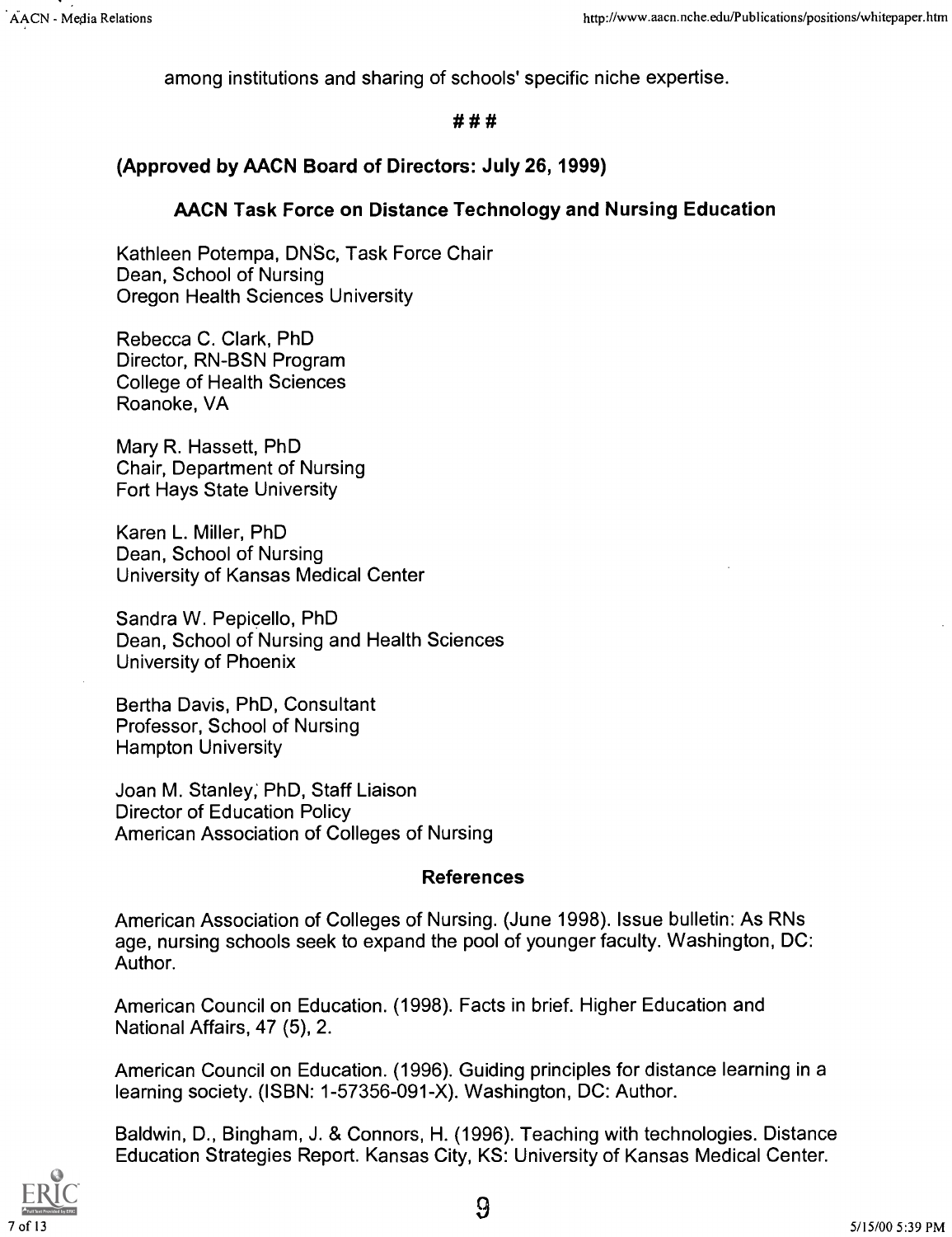among institutions and sharing of schools' specific niche expertise.

###

**(Approved by AACN Board of Directors: July 26, 1999)**

**AACN Task Force on Distance Technology and Nursing Education**

Kathleen Potempa, DNSc, Task Force Chair
Dean, School of Nursing
Oregon Health Sciences University

Rebecca C. Clark, PhD
Director, RN-BSN Program
College of Health Sciences
Roanoke, VA

Mary R. Hassett, PhD
Chair, Department of Nursing
Fort Hays State University

Karen L. Miller, PhD
Dean, School of Nursing
University of Kansas Medical Center

Sandra W. Pepicello, PhD
Dean, School of Nursing and Health Sciences
University of Phoenix

Bertha Davis, PhD, Consultant
Professor, School of Nursing
Hampton University

Joan M. Stanley, PhD, Staff Liaison
Director of Education Policy
American Association of Colleges of Nursing

**References**

American Association of Colleges of Nursing. (June 1998). Issue bulletin: As RNs age, nursing schools seek to expand the pool of younger faculty. Washington, DC: Author.

American Council on Education. (1998). Facts in brief. Higher Education and National Affairs, 47 (5), 2.

American Council on Education. (1996). Guiding principles for distance learning in a learning society. (ISBN: 1-57356-091-X). Washington, DC: Author.

Baldwin, D., Bingham, J. & Connors, H. (1996). Teaching with technologies. Distance Education Strategies Report. Kansas City, KS: University of Kansas Medical Center.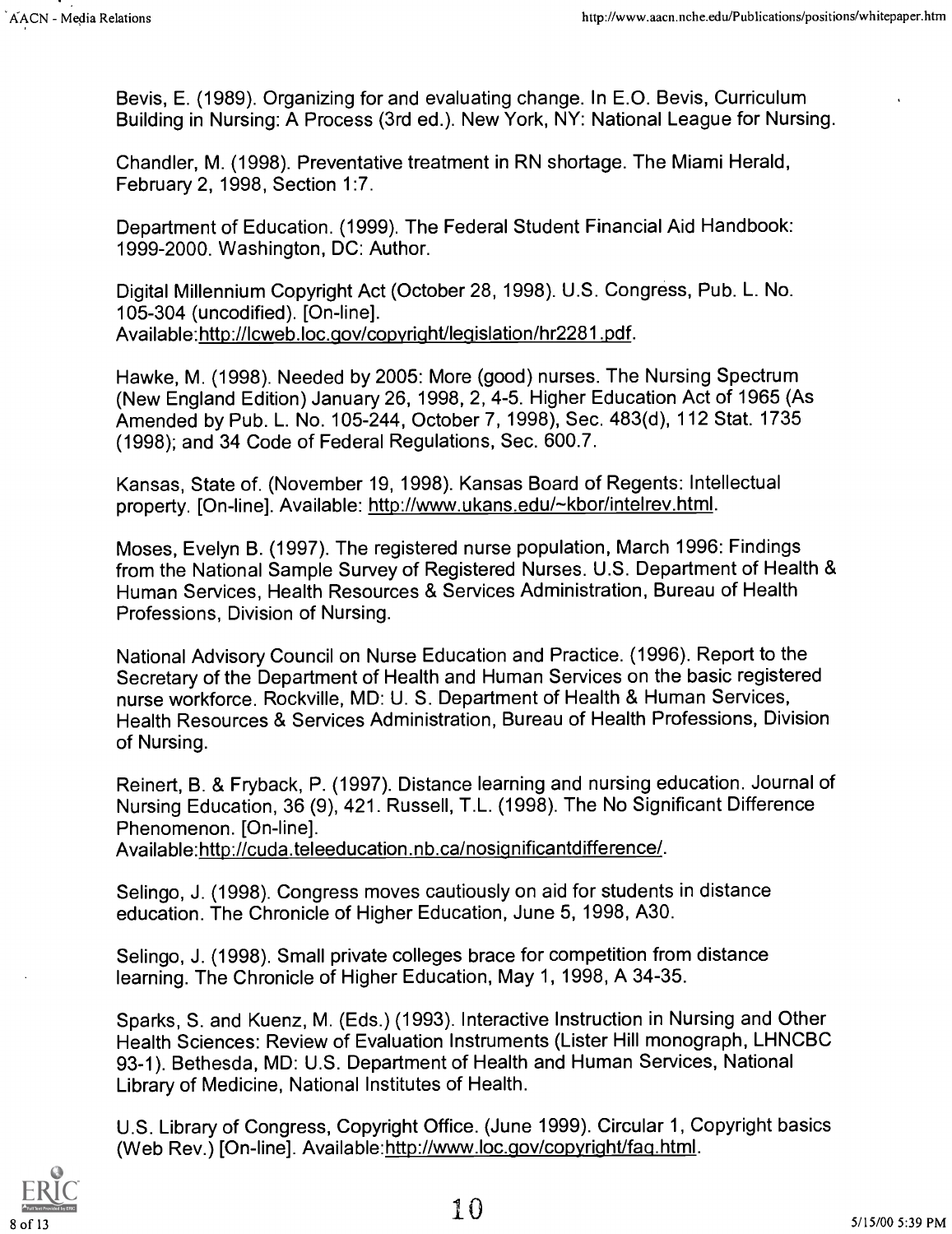Bevis, E. (1989). Organizing for and evaluating change. In E.O. Bevis, Curriculum Building in Nursing: A Process (3rd ed.). New York, NY: National League for Nursing.

Chandler, M. (1998). Preventative treatment in RN shortage. The Miami Herald, February 2, 1998, Section 1:7.

Department of Education. (1999). The Federal Student Financial Aid Handbook: 1999-2000. Washington, DC: Author.

Digital Millennium Copyright Act (October 28, 1998). U.S. Congress, Pub. L. No. 105-304 (uncodified). [On-line]. Available:http://lcweb.loc.gov/copyright/legislation/hr2281.pdf.

Hawke, M. (1998). Needed by 2005: More (good) nurses. The Nursing Spectrum (New England Edition) January 26, 1998, 2, 4-5. Higher Education Act of 1965 (As Amended by Pub. L. No. 105-244, October 7, 1998), Sec. 483(d), 112 Stat. 1735 (1998); and 34 Code of Federal Regulations, Sec. 600.7.

Kansas, State of. (November 19, 1998). Kansas Board of Regents: Intellectual property. [On-line]. Available: http://www.ukans.edu/~kbor/intelrev.html.

Moses, Evelyn B. (1997). The registered nurse population, March 1996: Findings from the National Sample Survey of Registered Nurses. U.S. Department of Health & Human Services, Health Resources & Services Administration, Bureau of Health Professions, Division of Nursing.

National Advisory Council on Nurse Education and Practice. (1996). Report to the Secretary of the Department of Health and Human Services on the basic registered nurse workforce. Rockville, MD: U. S. Department of Health & Human Services, Health Resources & Services Administration, Bureau of Health Professions, Division of Nursing.

Reinert, B. & Fryback, P. (1997). Distance learning and nursing education. Journal of Nursing Education, 36 (9), 421. Russell, T.L. (1998). The No Significant Difference Phenomenon. [On-line]. Available:http://cuda.teleeducation.nb.ca/nosignificantdifference/.

Selingo, J. (1998). Congress moves cautiously on aid for students in distance education. The Chronicle of Higher Education, June 5, 1998, A30.

Selingo, J. (1998). Small private colleges brace for competition from distance learning. The Chronicle of Higher Education, May 1, 1998, A 34-35.

Sparks, S. and Kuenz, M. (Eds.) (1993). Interactive Instruction in Nursing and Other Health Sciences: Review of Evaluation Instruments (Lister Hill monograph, LHNCBC 93-1). Bethesda, MD: U.S. Department of Health and Human Services, National Library of Medicine, National Institutes of Health.

U.S. Library of Congress, Copyright Office. (June 1999). Circular 1, Copyright basics (Web Rev.) [On-line]. Available:http://www.loc.gov/copyright/faq.html.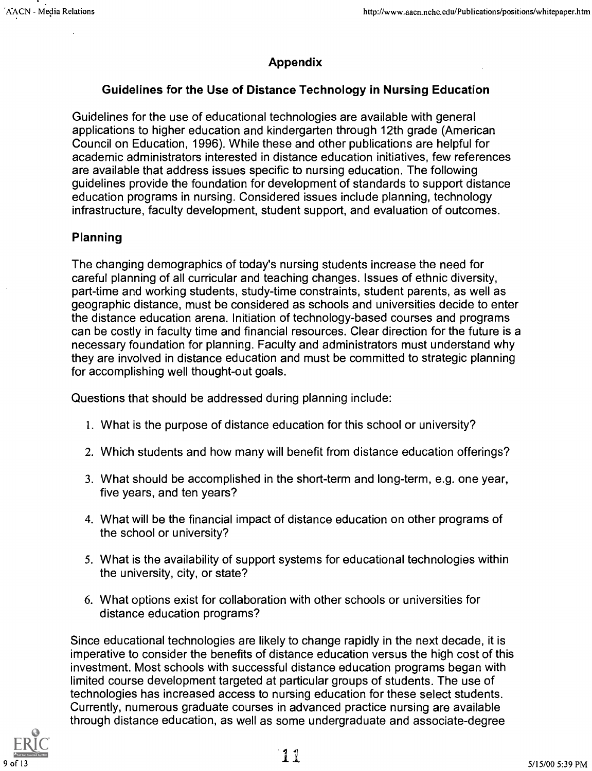## Appendix

### Guidelines for the Use of Distance Technology in Nursing Education

Guidelines for the use of educational technologies are available with general applications to higher education and kindergarten through 12th grade (American Council on Education, 1996). While these and other publications are helpful for academic administrators interested in distance education initiatives, few references are available that address issues specific to nursing education. The following guidelines provide the foundation for development of standards to support distance education programs in nursing. Considered issues include planning, technology infrastructure, faculty development, student support, and evaluation of outcomes.

### Planning

The changing demographics of today's nursing students increase the need for careful planning of all curricular and teaching changes. Issues of ethnic diversity, part-time and working students, study-time constraints, student parents, as well as geographic distance, must be considered as schools and universities decide to enter the distance education arena. Initiation of technology-based courses and programs can be costly in faculty time and financial resources. Clear direction for the future is a necessary foundation for planning. Faculty and administrators must understand why they are involved in distance education and must be committed to strategic planning for accomplishing well thought-out goals.

Questions that should be addressed during planning include:

1. What is the purpose of distance education for this school or university?
2. Which students and how many will benefit from distance education offerings?
3. What should be accomplished in the short-term and long-term, e.g. one year, five years, and ten years?
4. What will be the financial impact of distance education on other programs of the school or university?
5. What is the availability of support systems for educational technologies within the university, city, or state?
6. What options exist for collaboration with other schools or universities for distance education programs?

Since educational technologies are likely to change rapidly in the next decade, it is imperative to consider the benefits of distance education versus the high cost of this investment. Most schools with successful distance education programs began with limited course development targeted at particular groups of students. The use of technologies has increased access to nursing education for these select students. Currently, numerous graduate courses in advanced practice nursing are available through distance education, as well as some undergraduate and associate-degree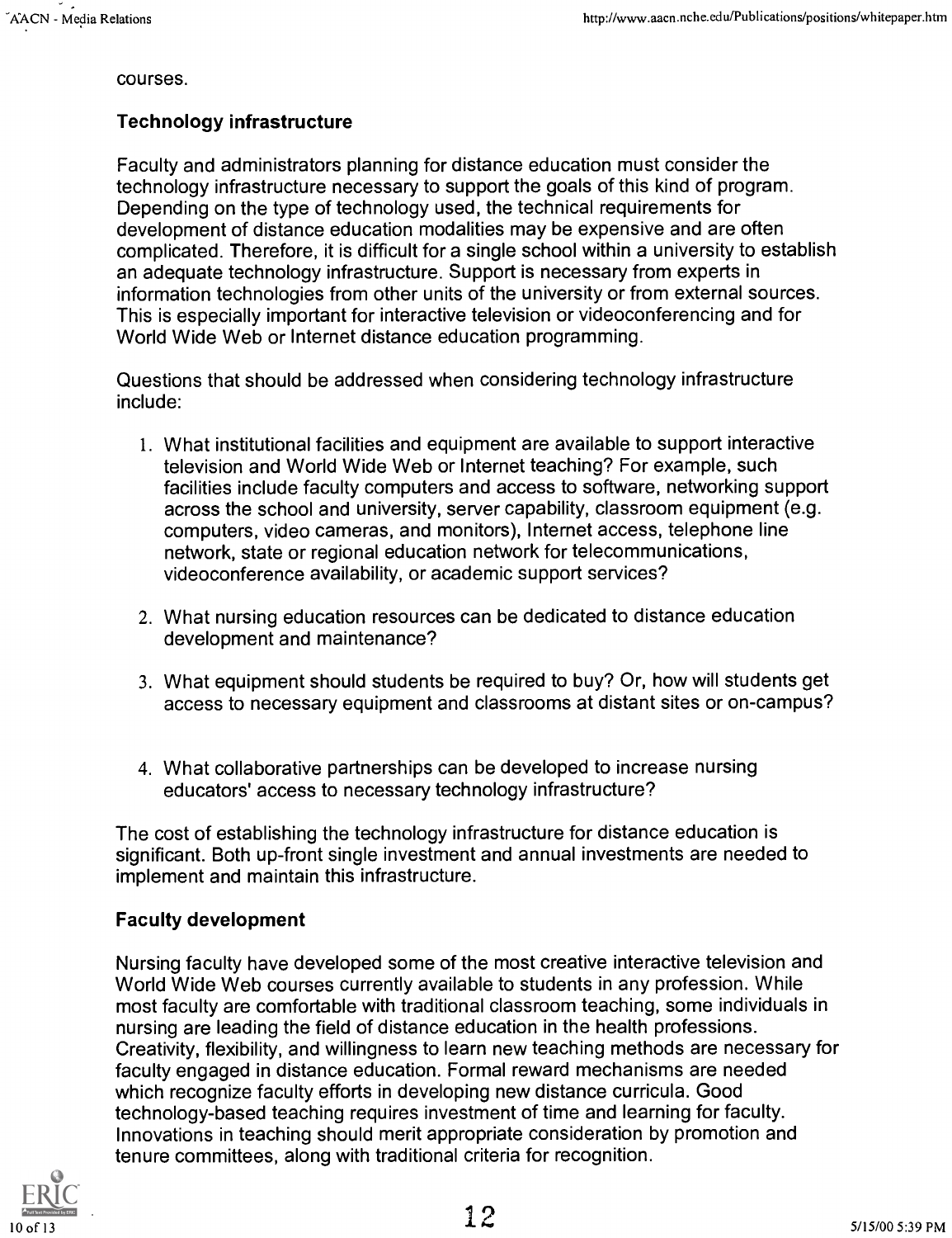courses.

### Technology infrastructure

Faculty and administrators planning for distance education must consider the technology infrastructure necessary to support the goals of this kind of program. Depending on the type of technology used, the technical requirements for development of distance education modalities may be expensive and are often complicated. Therefore, it is difficult for a single school within a university to establish an adequate technology infrastructure. Support is necessary from experts in information technologies from other units of the university or from external sources. This is especially important for interactive television or videoconferencing and for World Wide Web or Internet distance education programming.

Questions that should be addressed when considering technology infrastructure include:

1. What institutional facilities and equipment are available to support interactive television and World Wide Web or Internet teaching? For example, such facilities include faculty computers and access to software, networking support across the school and university, server capability, classroom equipment (e.g. computers, video cameras, and monitors), Internet access, telephone line network, state or regional education network for telecommunications, videoconference availability, or academic support services?
2. What nursing education resources can be dedicated to distance education development and maintenance?
3. What equipment should students be required to buy? Or, how will students get access to necessary equipment and classrooms at distant sites or on-campus?
4. What collaborative partnerships can be developed to increase nursing educators' access to necessary technology infrastructure?

The cost of establishing the technology infrastructure for distance education is significant. Both up-front single investment and annual investments are needed to implement and maintain this infrastructure.

### Faculty development

Nursing faculty have developed some of the most creative interactive television and World Wide Web courses currently available to students in any profession. While most faculty are comfortable with traditional classroom teaching, some individuals in nursing are leading the field of distance education in the health professions. Creativity, flexibility, and willingness to learn new teaching methods are necessary for faculty engaged in distance education. Formal reward mechanisms are needed which recognize faculty efforts in developing new distance curricula. Good technology-based teaching requires investment of time and learning for faculty. Innovations in teaching should merit appropriate consideration by promotion and tenure committees, along with traditional criteria for recognition.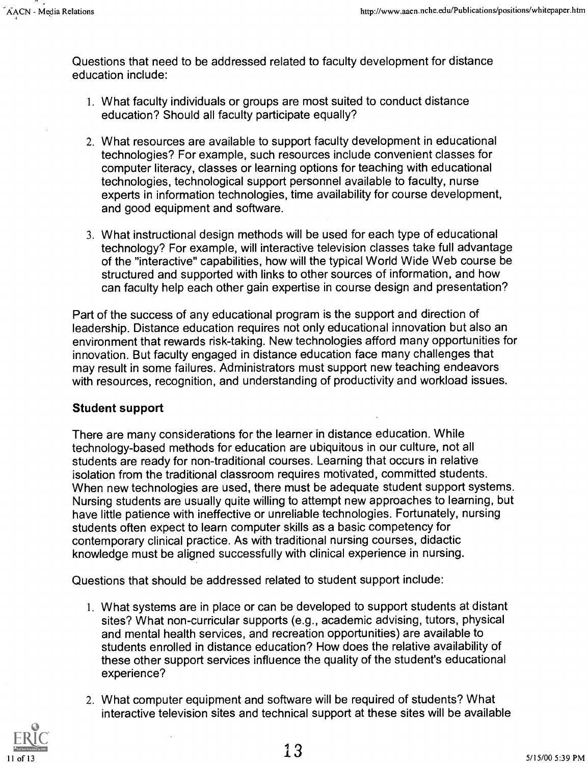Questions that need to be addressed related to faculty development for distance education include:

1. What faculty individuals or groups are most suited to conduct distance education? Should all faculty participate equally?

2. What resources are available to support faculty development in educational technologies? For example, such resources include convenient classes for computer literacy, classes or learning options for teaching with educational technologies, technological support personnel available to faculty, nurse experts in information technologies, time availability for course development, and good equipment and software.

3. What instructional design methods will be used for each type of educational technology? For example, will interactive television classes take full advantage of the "interactive" capabilities, how will the typical World Wide Web course be structured and supported with links to other sources of information, and how can faculty help each other gain expertise in course design and presentation?

Part of the success of any educational program is the support and direction of leadership. Distance education requires not only educational innovation but also an environment that rewards risk-taking. New technologies afford many opportunities for innovation. But faculty engaged in distance education face many challenges that may result in some failures. Administrators must support new teaching endeavors with resources, recognition, and understanding of productivity and workload issues.

### Student support

There are many considerations for the learner in distance education. While technology-based methods for education are ubiquitous in our culture, not all students are ready for non-traditional courses. Learning that occurs in relative isolation from the traditional classroom requires motivated, committed students. When new technologies are used, there must be adequate student support systems. Nursing students are usually quite willing to attempt new approaches to learning, but have little patience with ineffective or unreliable technologies. Fortunately, nursing students often expect to learn computer skills as a basic competency for contemporary clinical practice. As with traditional nursing courses, didactic knowledge must be aligned successfully with clinical experience in nursing.

Questions that should be addressed related to student support include:

1. What systems are in place or can be developed to support students at distant sites? What non-curricular supports (e.g., academic advising, tutors, physical and mental health services, and recreation opportunities) are available to students enrolled in distance education? How does the relative availability of these other support services influence the quality of the student's educational experience?

2. What computer equipment and software will be required of students? What interactive television sites and technical support at these sites will be available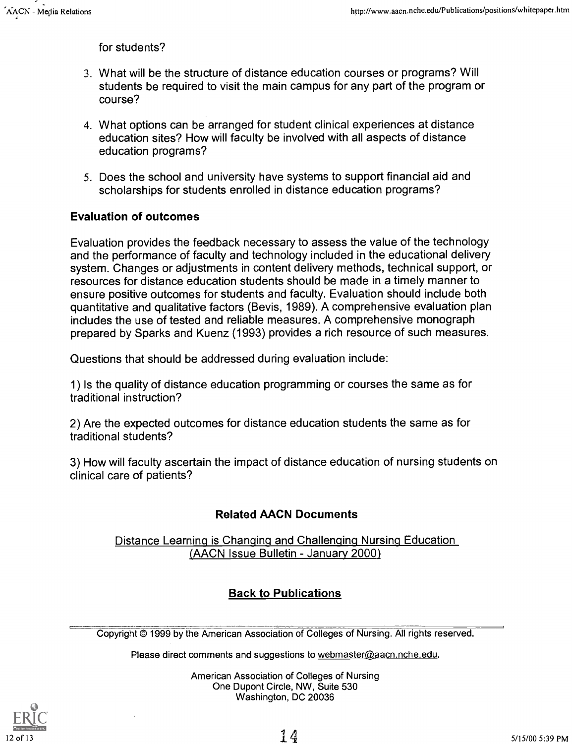for students?

3. What will be the structure of distance education courses or programs? Will students be required to visit the main campus for any part of the program or course?

4. What options can be arranged for student clinical experiences at distance education sites? How will faculty be involved with all aspects of distance education programs?

5. Does the school and university have systems to support financial aid and scholarships for students enrolled in distance education programs?

### Evaluation of outcomes

Evaluation provides the feedback necessary to assess the value of the technology and the performance of faculty and technology included in the educational delivery system. Changes or adjustments in content delivery methods, technical support, or resources for distance education students should be made in a timely manner to ensure positive outcomes for students and faculty. Evaluation should include both quantitative and qualitative factors (Bevis, 1989). A comprehensive evaluation plan includes the use of tested and reliable measures. A comprehensive monograph prepared by Sparks and Kuenz (1993) provides a rich resource of such measures.

Questions that should be addressed during evaluation include:

1) Is the quality of distance education programming or courses the same as for traditional instruction?

2) Are the expected outcomes for distance education students the same as for traditional students?

3) How will faculty ascertain the impact of distance education of nursing students on clinical care of patients?

**Related AACN Documents**

Distance Learning is Changing and Challenging Nursing Education (AACN Issue Bulletin - January 2000)

**Back to Publications**

Copyright © 1999 by the American Association of Colleges of Nursing. All rights reserved.

Please direct comments and suggestions to webmaster@aacn.nche.edu.

American Association of Colleges of Nursing
One Dupont Circle, NW, Suite 530
Washington, DC 20036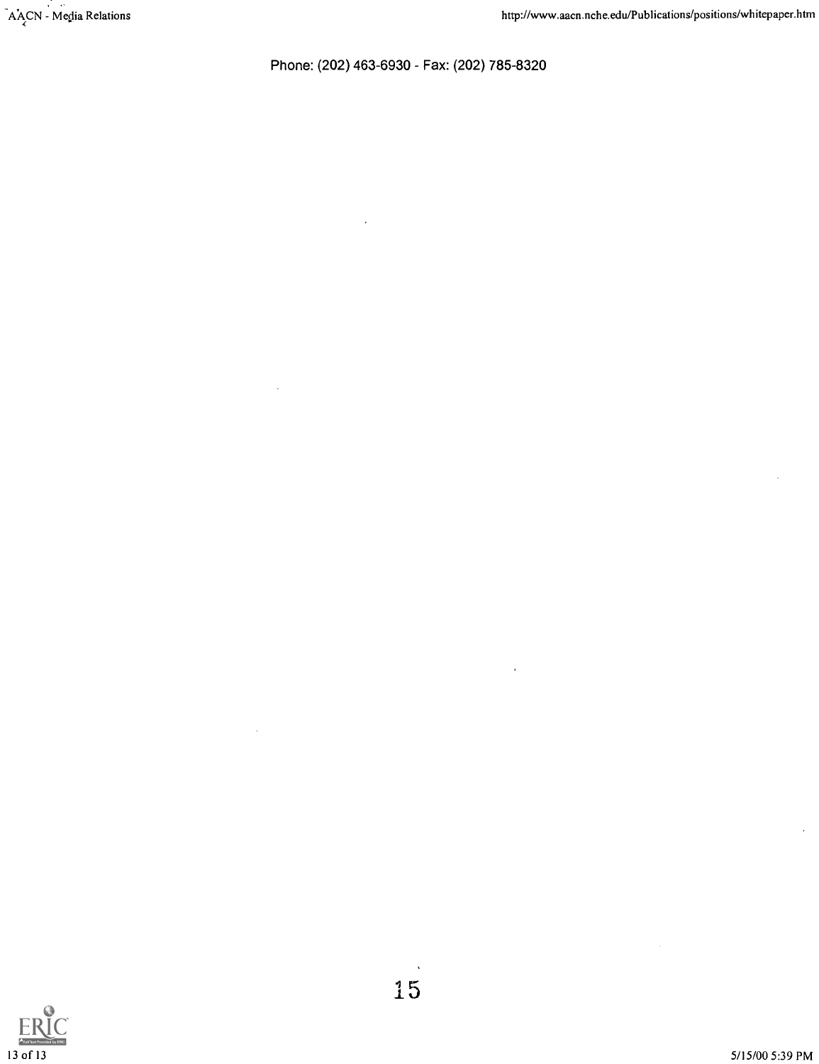Phone: (202) 463-6930 - Fax: (202) 785-8320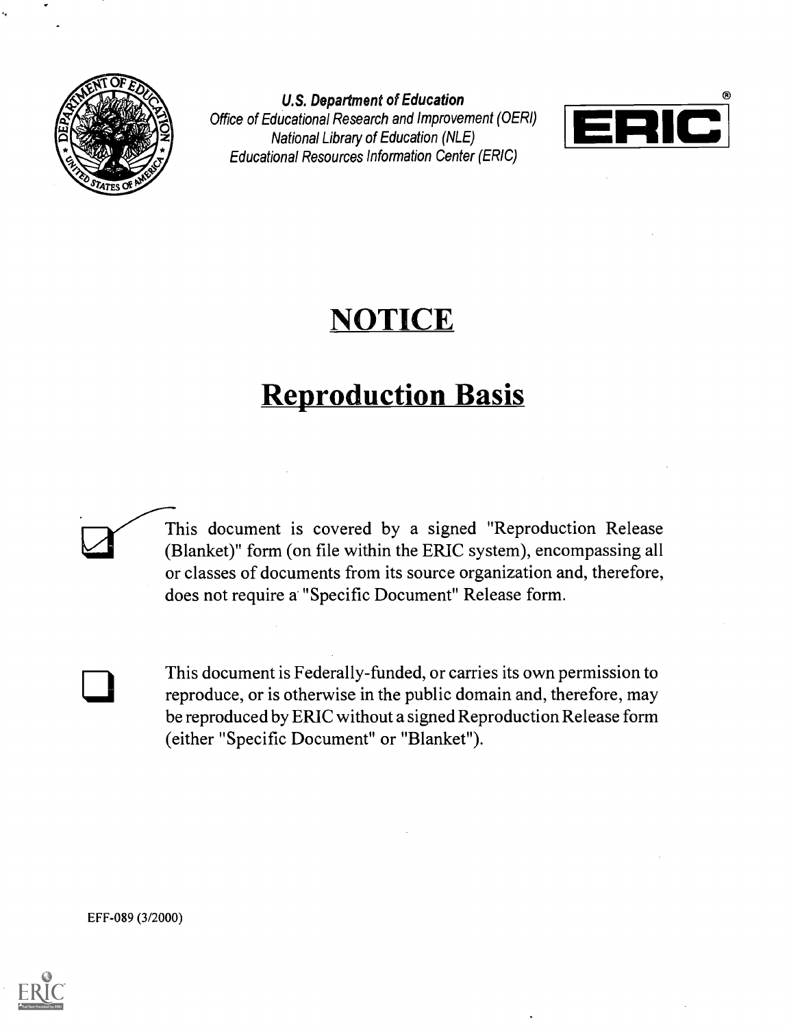U.S. Department of Education
*Office of Educational Research and Improvement (OERI)*
*National Library of Education (NLE)*
*Educational Resources Information Center (ERIC)*

ERIC®

# NOTICE

# Reproduction Basis

- [x] This document is covered by a signed "Reproduction Release (Blanket)" form (on file within the ERIC system), encompassing all or classes of documents from its source organization and, therefore, does not require a "Specific Document" Release form.

- [ ] This document is Federally-funded, or carries its own permission to reproduce, or is otherwise in the public domain and, therefore, may be reproduced by ERIC without a signed Reproduction Release form (either "Specific Document" or "Blanket").

EFF-089 (3/2000)